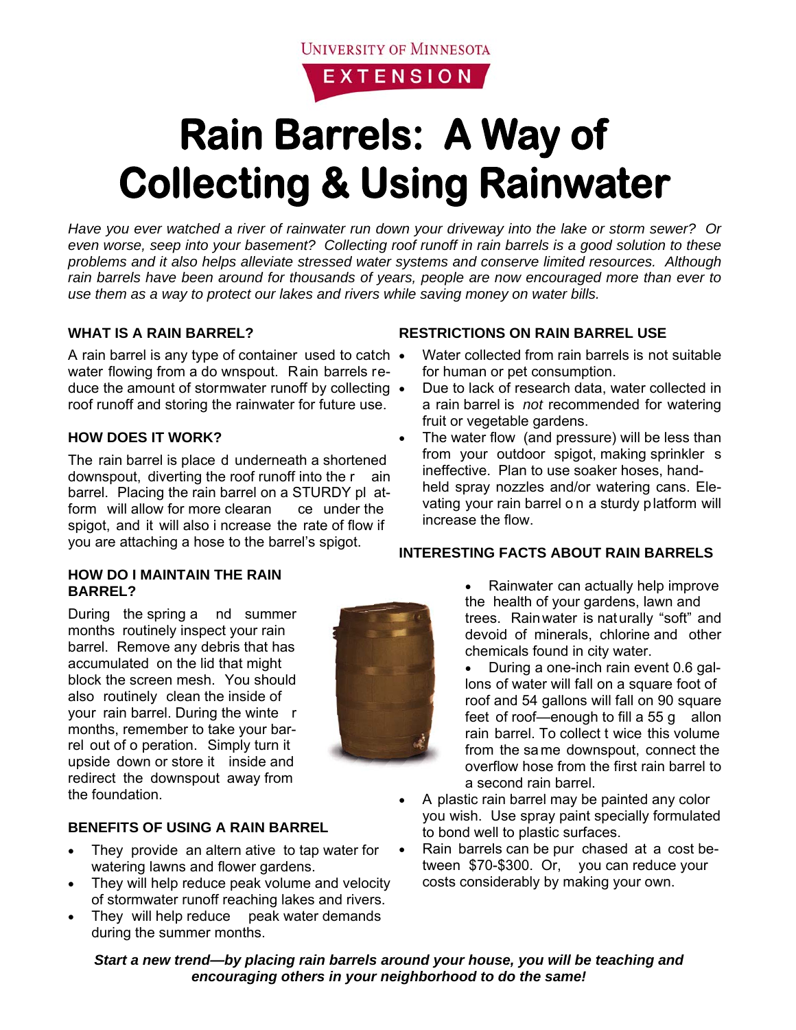University of Minnesota

EXTENSION

# Rain Barrels: A Way of Collecting & Using Rainwater

*Have you ever watched a river of rainwater run down your driveway into the lake or storm sewer? Or even worse, seep into your basement? Collecting roof runoff in rain barrels is a good solution to these problems and it also helps alleviate stressed water systems and conserve limited resources. Although rain barrels have been around for thousands of years, people are now encouraged more than ever to use them as a way to protect our lakes and rivers while saving money on water bills.*

## WHAT IS A RAIN BARREL?

A rain barrel is any type of container used to catch water flowing from a downspout. Rain barrels reduce the amount of stormwater runoff by collecting roof runoff and storing the rainwater for future use.

## HOW DOES IT WORK?

The rain barrel is placed underneath a shortened downspout, diverting the roof runoff into the rain barrel. Placing the rain barrel on a STURDY platform will allow for more clearance under the spigot, and it will also increase the rate of flow if you are attaching a hose to the barrel's spigot.

## HOW DO I MAINTAIN THE RAIN BARREL?

During the spring and summer months routinely inspect your rain barrel. Remove any debris that has accumulated on the lid that might block the screen mesh. You should also routinely clean the inside of your rain barrel. During the winter months, remember to take your barrel out of operation. Simply turn it upside down or store it inside and redirect the downspout away from the foundation.

## BENEFITS OF USING A RAIN BARREL

- They provide an alternative to tap water for watering lawns and flower gardens.
- They will help reduce peak volume and velocity of stormwater runoff reaching lakes and rivers.
- They will help reduce peak water demands during the summer months.

## RESTRICTIONS ON RAIN BARREL USE

- Water collected from rain barrels is not suitable for human or pet consumption.
- Due to lack of research data, water collected in a rain barrel is *not* recommended for watering fruit or vegetable gardens.
- The water flow (and pressure) will be less than from your outdoor spigot, making sprinklers ineffective. Plan to use soaker hoses, hand-held spray nozzles and/or watering cans. Elevating your rain barrel on a sturdy platform will increase the flow.

## INTERESTING FACTS ABOUT RAIN BARRELS

- Rainwater can actually help improve the health of your gardens, lawn and trees. Rainwater is naturally "soft" and devoid of minerals, chlorine and other chemicals found in city water.
- During a one-inch rain event 0.6 gallons of water will fall on a square foot of roof and 54 gallons will fall on 90 square feet of roof—enough to fill a 55 gallon rain barrel. To collect twice this volume from the same downspout, connect the overflow hose from the first rain barrel to a second rain barrel.
- A plastic rain barrel may be painted any color you wish. Use spray paint specially formulated to bond well to plastic surfaces.
- Rain barrels can be purchased at a cost between $70-$300. Or, you can reduce your costs considerably by making your own.

***Start a new trend—by placing rain barrels around your house, you will be teaching and encouraging others in your neighborhood to do the same!***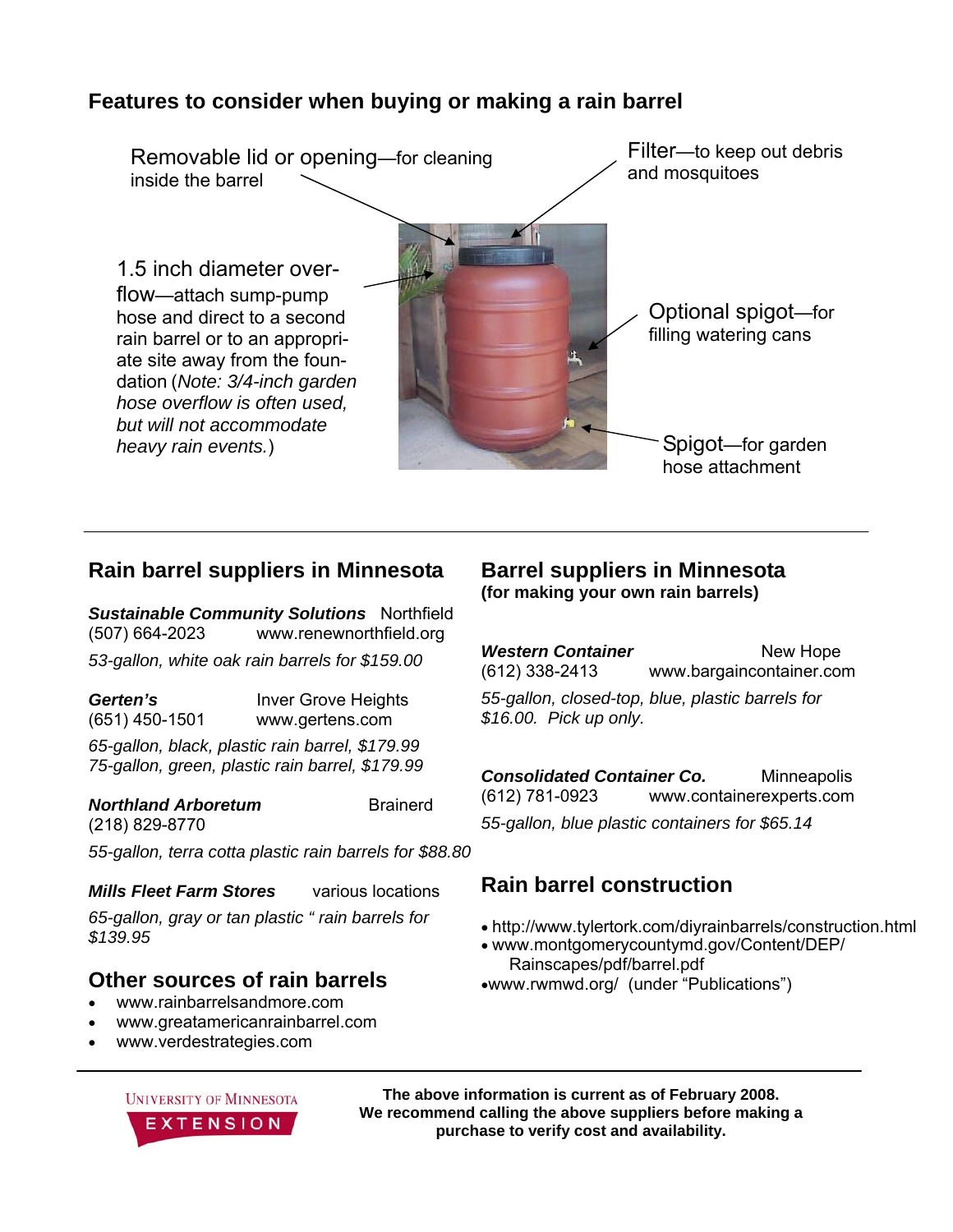## Features to consider when buying or making a rain barrel

Removable lid or opening—for cleaning inside the barrel

Filter—to keep out debris and mosquitoes

1.5 inch diameter overflow—attach sump-pump hose and direct to a second rain barrel or to an appropriate site away from the foundation (*Note: 3/4-inch garden hose overflow is often used, but will not accommodate heavy rain events.*)

Optional spigot—for filling watering cans

Spigot—for garden hose attachment

## Rain barrel suppliers in Minnesota

***Sustainable Community Solutions*** Northfield
(507) 664-2023 www.renewnorthfield.org
*53-gallon, white oak rain barrels for $159.00*

***Gerten's*** Inver Grove Heights
(651) 450-1501 www.gertens.com
*65-gallon, black, plastic rain barrel, $179.99*
*75-gallon, green, plastic rain barrel, $179.99*

***Northland Arboretum*** Brainerd
(218) 829-8770
*55-gallon, terra cotta plastic rain barrels for $88.80*

***Mills Fleet Farm Stores*** various locations
*65-gallon, gray or tan plastic " rain barrels for $139.95*

## Other sources of rain barrels

- www.rainbarrelsandmore.com
- www.greatamericanrainbarrel.com
- www.verdestrategies.com

## Barrel suppliers in Minnesota
**(for making your own rain barrels)**

***Western Container*** New Hope
(612) 338-2413 www.bargaincontainer.com
*55-gallon, closed-top, blue, plastic barrels for $16.00. Pick up only.*

***Consolidated Container Co.*** Minneapolis
(612) 781-0923 www.containerexperts.com
*55-gallon, blue plastic containers for $65.14*

## Rain barrel construction

- http://www.tylertork.com/diyrainbarrels/construction.html
- www.montgomerycountymd.gov/Content/DEP/Rainscapes/pdf/barrel.pdf
- www.rwmwd.org/ (under "Publications")

University of Minnesota Extension

**The above information is current as of February 2008. We recommend calling the above suppliers before making a purchase to verify cost and availability.**